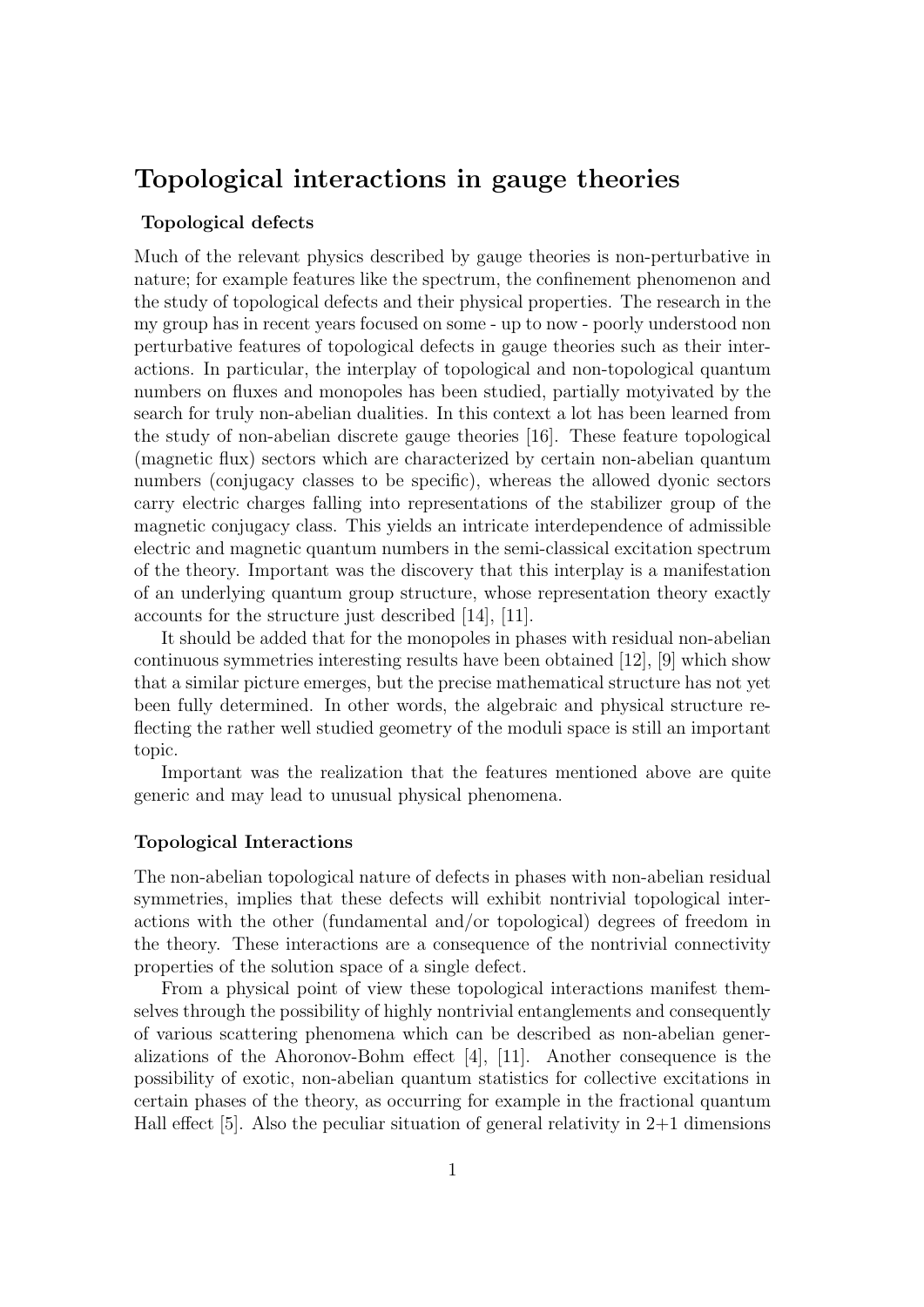# Topological interactions in gauge theories

### Topological defects

Much of the relevant physics described by gauge theories is non-perturbative in nature; for example features like the spectrum, the confinement phenomenon and the study of topological defects and their physical properties. The research in the my group has in recent years focused on some - up to now - poorly understood non perturbative features of topological defects in gauge theories such as their interactions. In particular, the interplay of topological and non-topological quantum numbers on fluxes and monopoles has been studied, partially motyivated by the search for truly non-abelian dualities. In this context a lot has been learned from the study of non-abelian discrete gauge theories [16]. These feature topological (magnetic flux) sectors which are characterized by certain non-abelian quantum numbers (conjugacy classes to be specific), whereas the allowed dyonic sectors carry electric charges falling into representations of the stabilizer group of the magnetic conjugacy class. This yields an intricate interdependence of admissible electric and magnetic quantum numbers in the semi-classical excitation spectrum of the theory. Important was the discovery that this interplay is a manifestation of an underlying quantum group structure, whose representation theory exactly accounts for the structure just described [14], [11].

It should be added that for the monopoles in phases with residual non-abelian continuous symmetries interesting results have been obtained [12], [9] which show that a similar picture emerges, but the precise mathematical structure has not yet been fully determined. In other words, the algebraic and physical structure reflecting the rather well studied geometry of the moduli space is still an important topic.

Important was the realization that the features mentioned above are quite generic and may lead to unusual physical phenomena.

### Topological Interactions

The non-abelian topological nature of defects in phases with non-abelian residual symmetries, implies that these defects will exhibit nontrivial topological interactions with the other (fundamental and/or topological) degrees of freedom in the theory. These interactions are a consequence of the nontrivial connectivity properties of the solution space of a single defect.

From a physical point of view these topological interactions manifest themselves through the possibility of highly nontrivial entanglements and consequently of various scattering phenomena which can be described as non-abelian generalizations of the Ahoronov-Bohm effect [4], [11]. Another consequence is the possibility of exotic, non-abelian quantum statistics for collective excitations in certain phases of the theory, as occurring for example in the fractional quantum Hall effect [5]. Also the peculiar situation of general relativity in 2+1 dimensions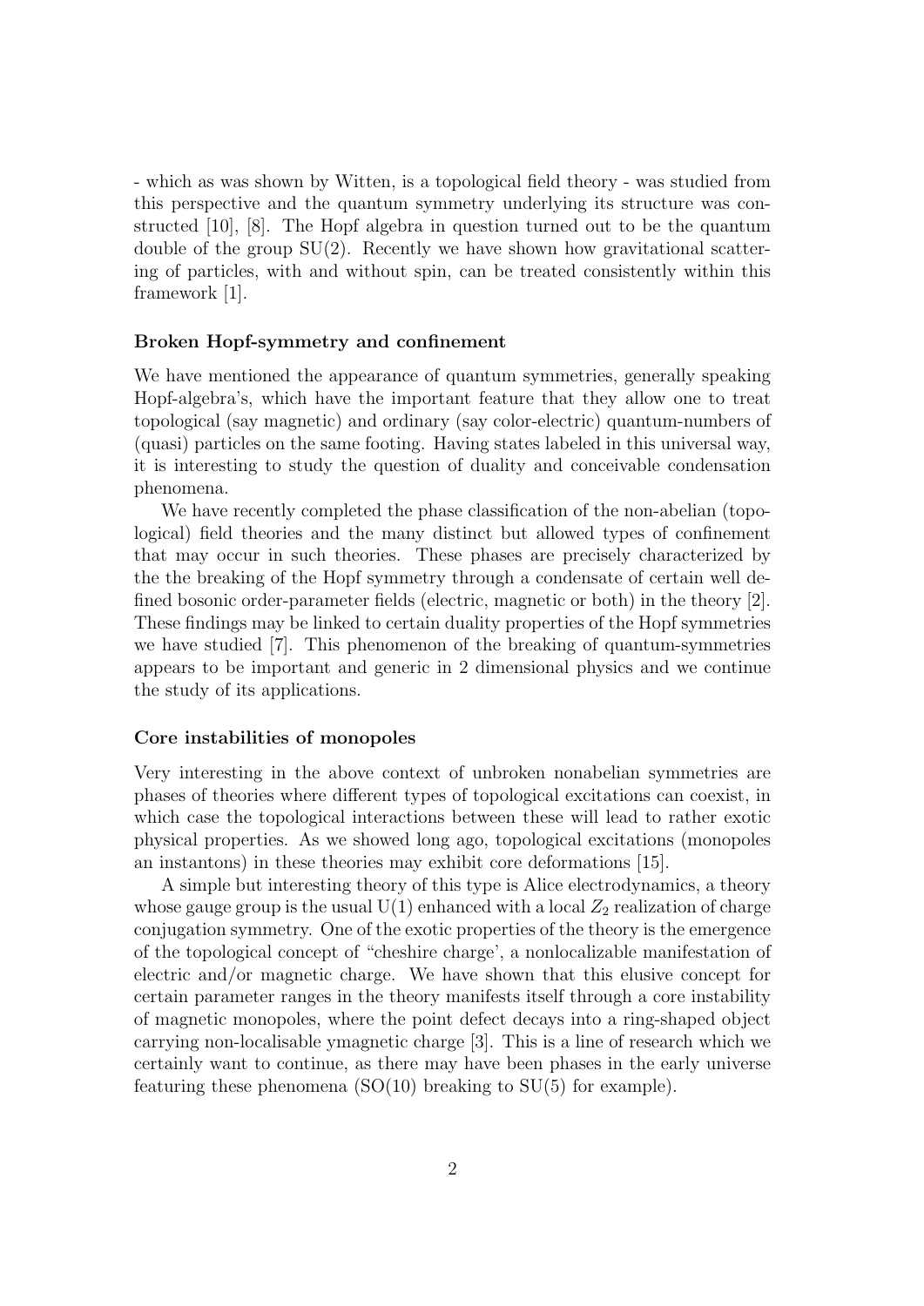- which as was shown by Witten, is a topological field theory - was studied from this perspective and the quantum symmetry underlying its structure was constructed [10], [8]. The Hopf algebra in question turned out to be the quantum double of the group SU(2). Recently we have shown how gravitational scattering of particles, with and without spin, can be treated consistently within this framework [1].

**Broken Hopf-symmetry and confinement**

We have mentioned the appearance of quantum symmetries, generally speaking Hopf-algebra's, which have the important feature that they allow one to treat topological (say magnetic) and ordinary (say color-electric) quantum-numbers of (quasi) particles on the same footing. Having states labeled in this universal way, it is interesting to study the question of duality and conceivable condensation phenomena.

We have recently completed the phase classification of the non-abelian (topological) field theories and the many distinct but allowed types of confinement that may occur in such theories. These phases are precisely characterized by the the breaking of the Hopf symmetry through a condensate of certain well defined bosonic order-parameter fields (electric, magnetic or both) in the theory [2]. These findings may be linked to certain duality properties of the Hopf symmetries we have studied [7]. This phenomenon of the breaking of quantum-symmetries appears to be important and generic in 2 dimensional physics and we continue the study of its applications.

**Core instabilities of monopoles**

Very interesting in the above context of unbroken nonabelian symmetries are phases of theories where different types of topological excitations can coexist, in which case the topological interactions between these will lead to rather exotic physical properties. As we showed long ago, topological excitations (monopoles an instantons) in these theories may exhibit core deformations [15].

A simple but interesting theory of this type is Alice electrodynamics, a theory whose gauge group is the usual U(1) enhanced with a local $Z_2$ realization of charge conjugation symmetry. One of the exotic properties of the theory is the emergence of the topological concept of "cheshire charge', a nonlocalizable manifestation of electric and/or magnetic charge. We have shown that this elusive concept for certain parameter ranges in the theory manifests itself through a core instability of magnetic monopoles, where the point defect decays into a ring-shaped object carrying non-localisable ymagnetic charge [3]. This is a line of research which we certainly want to continue, as there may have been phases in the early universe featuring these phenomena (SO(10) breaking to SU(5) for example).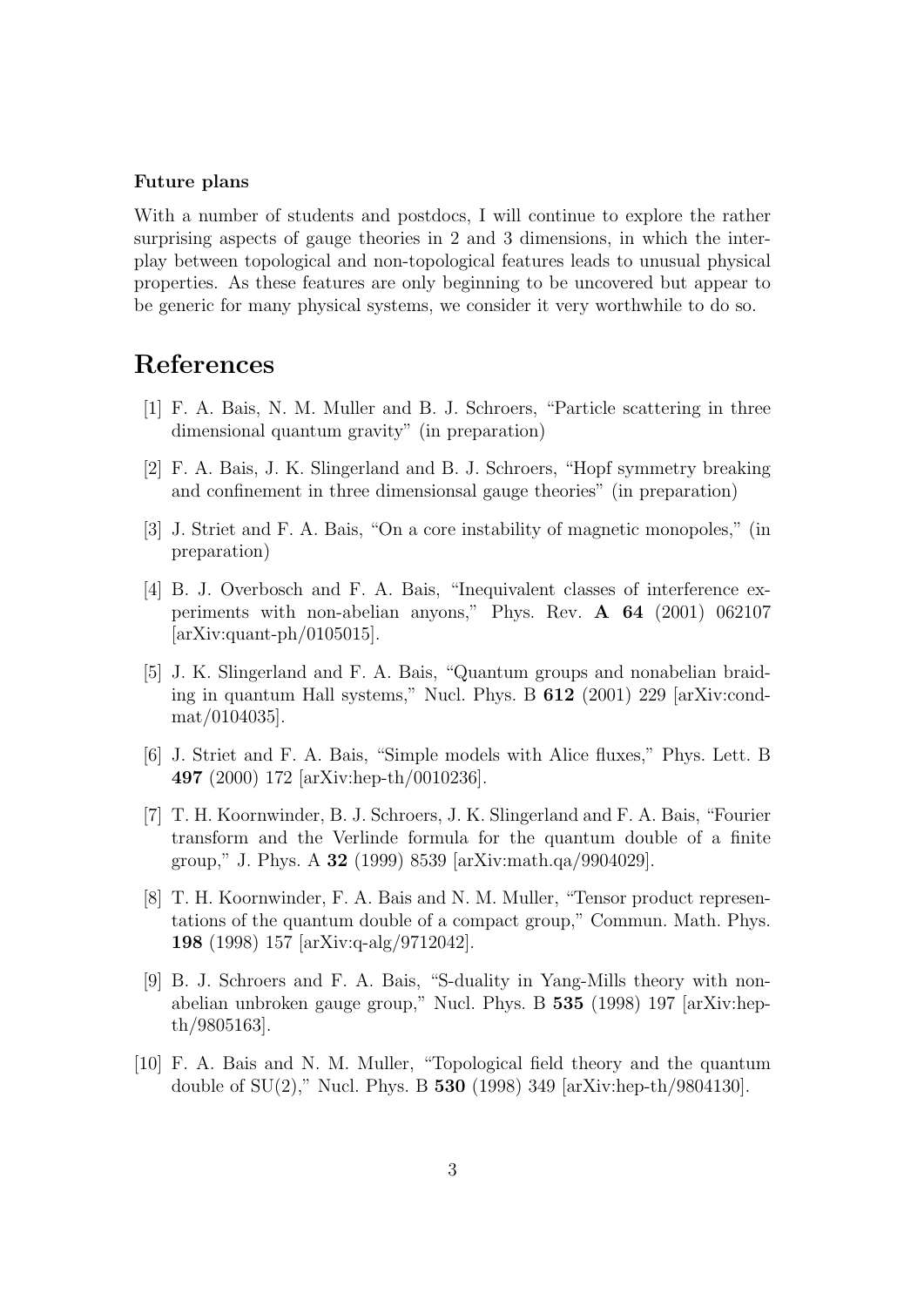**Future plans**

With a number of students and postdocs, I will continue to explore the rather surprising aspects of gauge theories in 2 and 3 dimensions, in which the interplay between topological and non-topological features leads to unusual physical properties. As these features are only beginning to be uncovered but appear to be generic for many physical systems, we consider it very worthwhile to do so.

# References

[1] F. A. Bais, N. M. Muller and B. J. Schroers, "Particle scattering in three dimensional quantum gravity" (in preparation)

[2] F. A. Bais, J. K. Slingerland and B. J. Schroers, "Hopf symmetry breaking and confinement in three dimensionsal gauge theories" (in preparation)

[3] J. Striet and F. A. Bais, "On a core instability of magnetic monopoles," (in preparation)

[4] B. J. Overbosch and F. A. Bais, "Inequivalent classes of interference experiments with non-abelian anyons," Phys. Rev. **A 64** (2001) 062107 [arXiv:quant-ph/0105015].

[5] J. K. Slingerland and F. A. Bais, "Quantum groups and nonabelian braiding in quantum Hall systems," Nucl. Phys. B **612** (2001) 229 [arXiv:cond-mat/0104035].

[6] J. Striet and F. A. Bais, "Simple models with Alice fluxes," Phys. Lett. B **497** (2000) 172 [arXiv:hep-th/0010236].

[7] T. H. Koornwinder, B. J. Schroers, J. K. Slingerland and F. A. Bais, "Fourier transform and the Verlinde formula for the quantum double of a finite group," J. Phys. A **32** (1999) 8539 [arXiv:math.qa/9904029].

[8] T. H. Koornwinder, F. A. Bais and N. M. Muller, "Tensor product representations of the quantum double of a compact group," Commun. Math. Phys. **198** (1998) 157 [arXiv:q-alg/9712042].

[9] B. J. Schroers and F. A. Bais, "S-duality in Yang-Mills theory with non-abelian unbroken gauge group," Nucl. Phys. B **535** (1998) 197 [arXiv:hep-th/9805163].

[10] F. A. Bais and N. M. Muller, "Topological field theory and the quantum double of SU(2)," Nucl. Phys. B **530** (1998) 349 [arXiv:hep-th/9804130].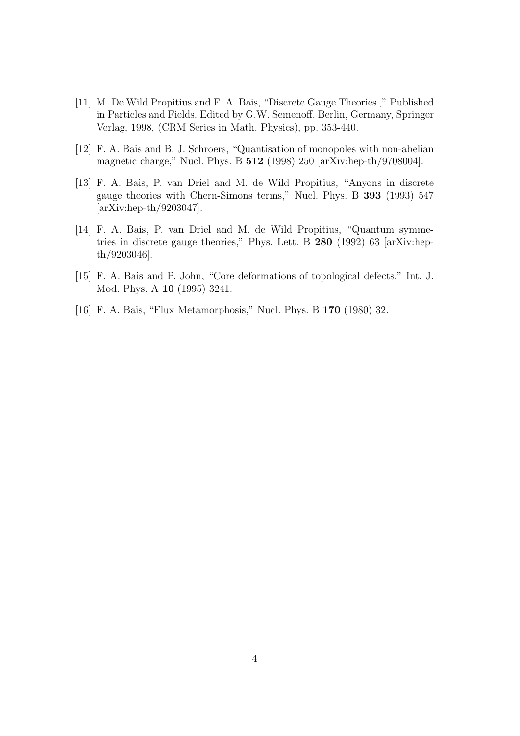[11] M. De Wild Propitius and F. A. Bais, "Discrete Gauge Theories ," Published in Particles and Fields. Edited by G.W. Semenoff. Berlin, Germany, Springer Verlag, 1998, (CRM Series in Math. Physics), pp. 353-440.

[12] F. A. Bais and B. J. Schroers, "Quantisation of monopoles with non-abelian magnetic charge," Nucl. Phys. B **512** (1998) 250 [arXiv:hep-th/9708004].

[13] F. A. Bais, P. van Driel and M. de Wild Propitius, "Anyons in discrete gauge theories with Chern-Simons terms," Nucl. Phys. B **393** (1993) 547 [arXiv:hep-th/9203047].

[14] F. A. Bais, P. van Driel and M. de Wild Propitius, "Quantum symmetries in discrete gauge theories," Phys. Lett. B **280** (1992) 63 [arXiv:hep-th/9203046].

[15] F. A. Bais and P. John, "Core deformations of topological defects," Int. J. Mod. Phys. A **10** (1995) 3241.

[16] F. A. Bais, "Flux Metamorphosis," Nucl. Phys. B **170** (1980) 32.